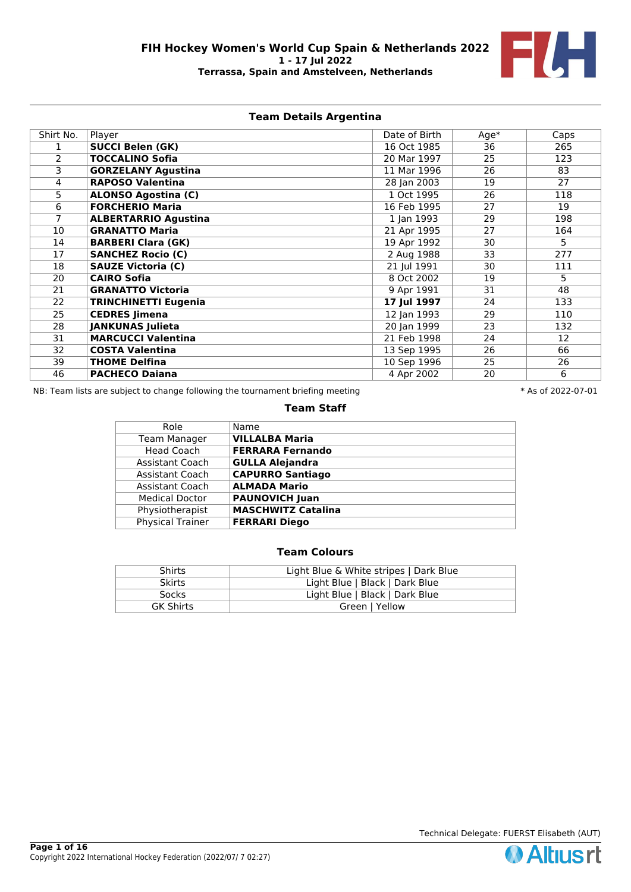# FIH Hockey Women's World Cup Spain & Netherlands 2022

**1 - 17 Jul 2022**

**Terrassa, Spain and Amstelveen, Netherlands**

## Team Details Argentina

| Shirt No. | Player | Date of Birth | Age* | Caps |
|---|---|---|---|---|
| 1 | **SUCCI Belen (GK)** | 16 Oct 1985 | 36 | 265 |
| 2 | **TOCCALINO Sofia** | 20 Mar 1997 | 25 | 123 |
| 3 | **GORZELANY Agustina** | 11 Mar 1996 | 26 | 83 |
| 4 | **RAPOSO Valentina** | 28 Jan 2003 | 19 | 27 |
| 5 | **ALONSO Agostina (C)** | 1 Oct 1995 | 26 | 118 |
| 6 | **FORCHERIO Maria** | 16 Feb 1995 | 27 | 19 |
| 7 | **ALBERTARRIO Agustina** | 1 Jan 1993 | 29 | 198 |
| 10 | **GRANATTO Maria** | 21 Apr 1995 | 27 | 164 |
| 14 | **BARBERI Clara (GK)** | 19 Apr 1992 | 30 | 5 |
| 17 | **SANCHEZ Rocio (C)** | 2 Aug 1988 | 33 | 277 |
| 18 | **SAUZE Victoria (C)** | 21 Jul 1991 | 30 | 111 |
| 20 | **CAIRO Sofia** | 8 Oct 2002 | 19 | 5 |
| 21 | **GRANATTO Victoria** | 9 Apr 1991 | 31 | 48 |
| 22 | **TRINCHINETTI Eugenia** | **17 Jul 1997** | 24 | 133 |
| 25 | **CEDRES Jimena** | 12 Jan 1993 | 29 | 110 |
| 28 | **JANKUNAS Julieta** | 20 Jan 1999 | 23 | 132 |
| 31 | **MARCUCCI Valentina** | 21 Feb 1998 | 24 | 12 |
| 32 | **COSTA Valentina** | 13 Sep 1995 | 26 | 66 |
| 39 | **THOME Delfina** | 10 Sep 1996 | 25 | 26 |
| 46 | **PACHECO Daiana** | 4 Apr 2002 | 20 | 6 |

NB: Team lists are subject to change following the tournament briefing meeting

* As of 2022-07-01

## Team Staff

| Role | Name |
|---|---|
| Team Manager | **VILLALBA Maria** |
| Head Coach | **FERRARA Fernando** |
| Assistant Coach | **GULLA Alejandra** |
| Assistant Coach | **CAPURRO Santiago** |
| Assistant Coach | **ALMADA Mario** |
| Medical Doctor | **PAUNOVICH Juan** |
| Physiotherapist | **MASCHWITZ Catalina** |
| Physical Trainer | **FERRARI Diego** |

## Team Colours

| | |
|---|---|
| Shirts | Light Blue & White stripes \| Dark Blue |
| Skirts | Light Blue \| Black \| Dark Blue |
| Socks | Light Blue \| Black \| Dark Blue |
| GK Shirts | Green \| Yellow |

Technical Delegate: FUERST Elisabeth (AUT)

Copyright 2022 International Hockey Federation (2022/07/ 7 02:27)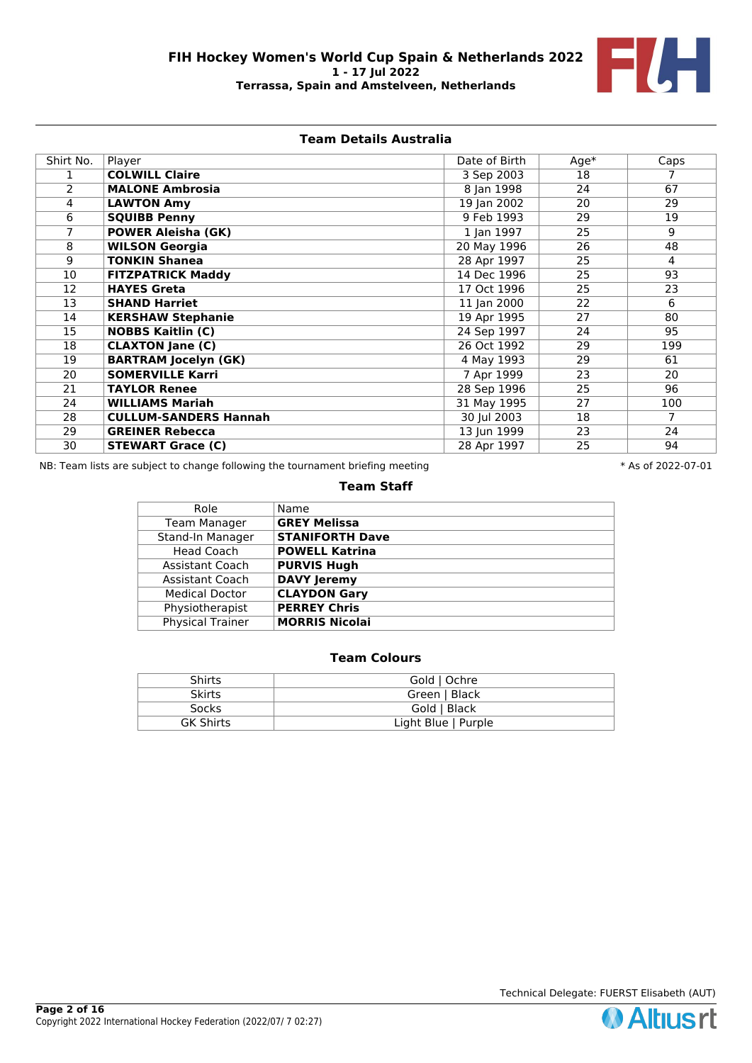# FIH Hockey Women's World Cup Spain & Netherlands 2022

**1 - 17 Jul 2022**

**Terrassa, Spain and Amstelveen, Netherlands**

## Team Details Australia

| Shirt No. | Player | Date of Birth | Age* | Caps |
|---|---|---|---|---|
| 1 | **COLWILL Claire** | 3 Sep 2003 | 18 | 7 |
| 2 | **MALONE Ambrosia** | 8 Jan 1998 | 24 | 67 |
| 4 | **LAWTON Amy** | 19 Jan 2002 | 20 | 29 |
| 6 | **SQUIBB Penny** | 9 Feb 1993 | 29 | 19 |
| 7 | **POWER Aleisha (GK)** | 1 Jan 1997 | 25 | 9 |
| 8 | **WILSON Georgia** | 20 May 1996 | 26 | 48 |
| 9 | **TONKIN Shanea** | 28 Apr 1997 | 25 | 4 |
| 10 | **FITZPATRICK Maddy** | 14 Dec 1996 | 25 | 93 |
| 12 | **HAYES Greta** | 17 Oct 1996 | 25 | 23 |
| 13 | **SHAND Harriet** | 11 Jan 2000 | 22 | 6 |
| 14 | **KERSHAW Stephanie** | 19 Apr 1995 | 27 | 80 |
| 15 | **NOBBS Kaitlin (C)** | 24 Sep 1997 | 24 | 95 |
| 18 | **CLAXTON Jane (C)** | 26 Oct 1992 | 29 | 199 |
| 19 | **BARTRAM Jocelyn (GK)** | 4 May 1993 | 29 | 61 |
| 20 | **SOMERVILLE Karri** | 7 Apr 1999 | 23 | 20 |
| 21 | **TAYLOR Renee** | 28 Sep 1996 | 25 | 96 |
| 24 | **WILLIAMS Mariah** | 31 May 1995 | 27 | 100 |
| 28 | **CULLUM-SANDERS Hannah** | 30 Jul 2003 | 18 | 7 |
| 29 | **GREINER Rebecca** | 13 Jun 1999 | 23 | 24 |
| 30 | **STEWART Grace (C)** | 28 Apr 1997 | 25 | 94 |

NB: Team lists are subject to change following the tournament briefing meeting

* As of 2022-07-01

## Team Staff

| Role | Name |
|---|---|
| Team Manager | **GREY Melissa** |
| Stand-In Manager | **STANIFORTH Dave** |
| Head Coach | **POWELL Katrina** |
| Assistant Coach | **PURVIS Hugh** |
| Assistant Coach | **DAVY Jeremy** |
| Medical Doctor | **CLAYDON Gary** |
| Physiotherapist | **PERREY Chris** |
| Physical Trainer | **MORRIS Nicolai** |

## Team Colours

| | |
|---|---|
| Shirts | Gold \| Ochre |
| Skirts | Green \| Black |
| Socks | Gold \| Black |
| GK Shirts | Light Blue \| Purple |

Technical Delegate: FUERST Elisabeth (AUT)

Copyright 2022 International Hockey Federation (2022/07/ 7 02:27)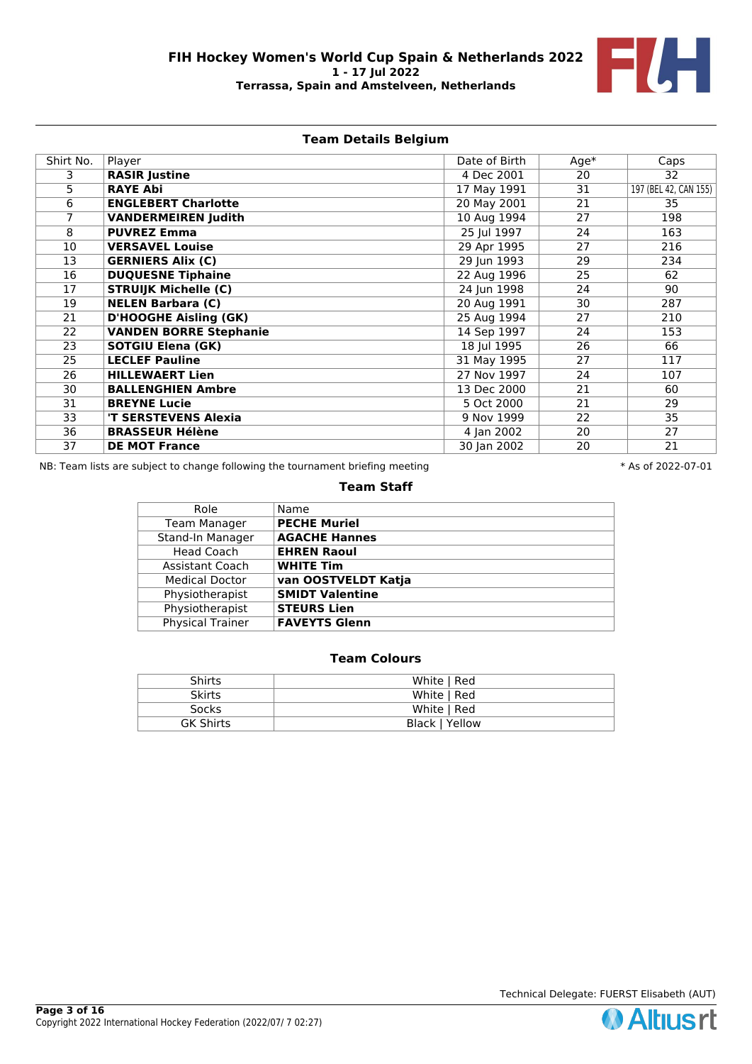**FIH Hockey Women's World Cup Spain & Netherlands 2022**
**1 - 17 Jul 2022**
**Terrassa, Spain and Amstelveen, Netherlands**

## Team Details Belgium

| Shirt No. | Player | Date of Birth | Age* | Caps |
|---|---|---|---|---|
| 3 | **RASIR Justine** | 4 Dec 2001 | 20 | 32 |
| 5 | **RAYE Abi** | 17 May 1991 | 31 | 197 (BEL 42, CAN 155) |
| 6 | **ENGLEBERT Charlotte** | 20 May 2001 | 21 | 35 |
| 7 | **VANDERMEIREN Judith** | 10 Aug 1994 | 27 | 198 |
| 8 | **PUVREZ Emma** | 25 Jul 1997 | 24 | 163 |
| 10 | **VERSAVEL Louise** | 29 Apr 1995 | 27 | 216 |
| 13 | **GERNIERS Alix (C)** | 29 Jun 1993 | 29 | 234 |
| 16 | **DUQUESNE Tiphaine** | 22 Aug 1996 | 25 | 62 |
| 17 | **STRUIJK Michelle (C)** | 24 Jun 1998 | 24 | 90 |
| 19 | **NELEN Barbara (C)** | 20 Aug 1991 | 30 | 287 |
| 21 | **D'HOOGHE Aisling (GK)** | 25 Aug 1994 | 27 | 210 |
| 22 | **VANDEN BORRE Stephanie** | 14 Sep 1997 | 24 | 153 |
| 23 | **SOTGIU Elena (GK)** | 18 Jul 1995 | 26 | 66 |
| 25 | **LECLEF Pauline** | 31 May 1995 | 27 | 117 |
| 26 | **HILLEWAERT Lien** | 27 Nov 1997 | 24 | 107 |
| 30 | **BALLENGHIEN Ambre** | 13 Dec 2000 | 21 | 60 |
| 31 | **BREYNE Lucie** | 5 Oct 2000 | 21 | 29 |
| 33 | **'T SERSTEVENS Alexia** | 9 Nov 1999 | 22 | 35 |
| 36 | **BRASSEUR Hélène** | 4 Jan 2002 | 20 | 27 |
| 37 | **DE MOT France** | 30 Jan 2002 | 20 | 21 |

NB: Team lists are subject to change following the tournament briefing meeting

\* As of 2022-07-01

## Team Staff

| Role | Name |
|---|---|
| Team Manager | **PECHE Muriel** |
| Stand-In Manager | **AGACHE Hannes** |
| Head Coach | **EHREN Raoul** |
| Assistant Coach | **WHITE Tim** |
| Medical Doctor | **van OOSTVELDT Katja** |
| Physiotherapist | **SMIDT Valentine** |
| Physiotherapist | **STEURS Lien** |
| Physical Trainer | **FAVEYTS Glenn** |

## Team Colours

| | |
|---|---|
| Shirts | White \| Red |
| Skirts | White \| Red |
| Socks | White \| Red |
| GK Shirts | Black \| Yellow |

Technical Delegate: FUERST Elisabeth (AUT)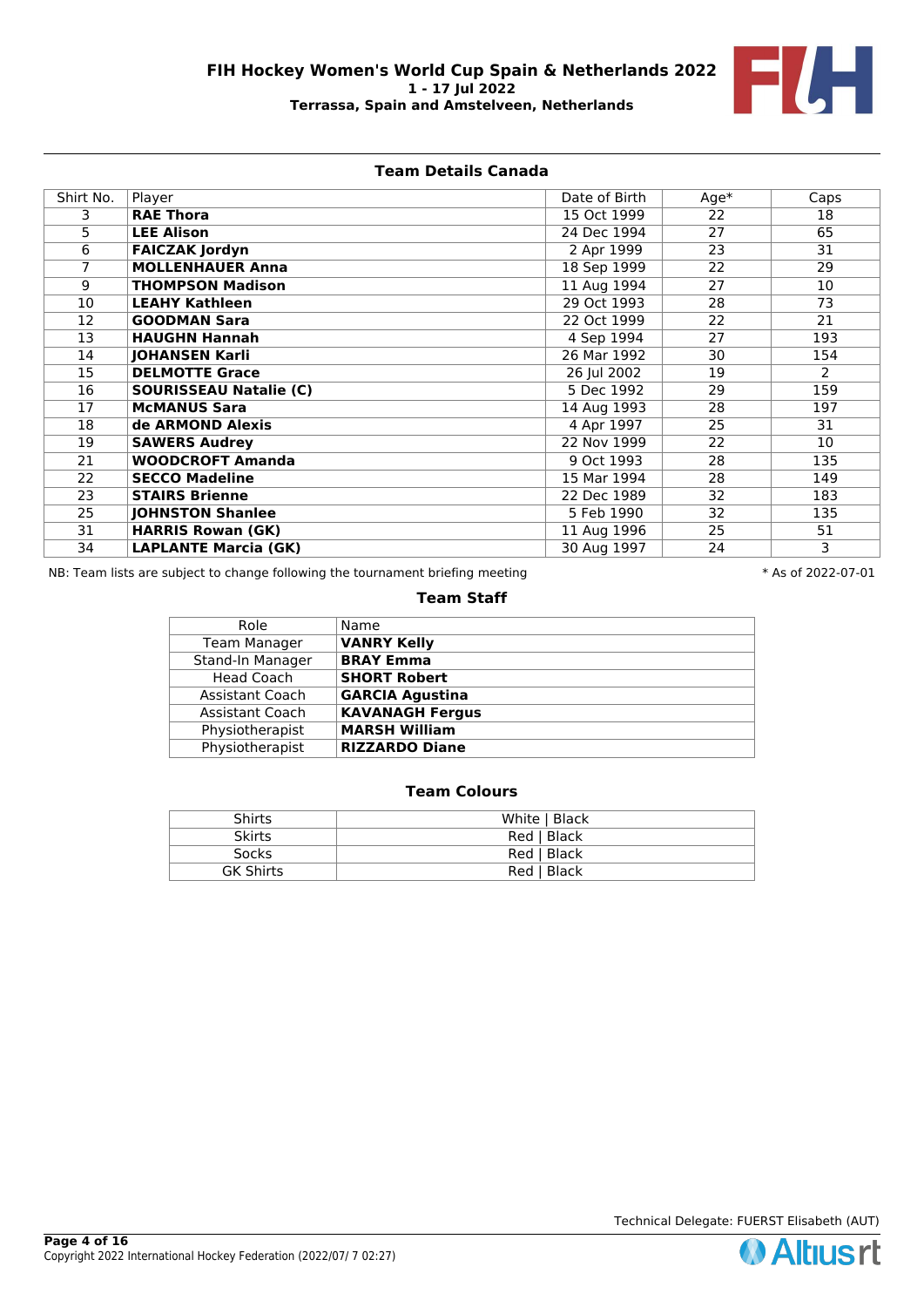# FIH Hockey Women's World Cup Spain & Netherlands 2022

**1 - 17 Jul 2022**

**Terrassa, Spain and Amstelveen, Netherlands**

## Team Details Canada

| Shirt No. | Player | Date of Birth | Age* | Caps |
|---|---|---|---|---|
| 3 | **RAE Thora** | 15 Oct 1999 | 22 | 18 |
| 5 | **LEE Alison** | 24 Dec 1994 | 27 | 65 |
| 6 | **FAICZAK Jordyn** | 2 Apr 1999 | 23 | 31 |
| 7 | **MOLLENHAUER Anna** | 18 Sep 1999 | 22 | 29 |
| 9 | **THOMPSON Madison** | 11 Aug 1994 | 27 | 10 |
| 10 | **LEAHY Kathleen** | 29 Oct 1993 | 28 | 73 |
| 12 | **GOODMAN Sara** | 22 Oct 1999 | 22 | 21 |
| 13 | **HAUGHN Hannah** | 4 Sep 1994 | 27 | 193 |
| 14 | **JOHANSEN Karli** | 26 Mar 1992 | 30 | 154 |
| 15 | **DELMOTTE Grace** | 26 Jul 2002 | 19 | 2 |
| 16 | **SOURISSEAU Natalie (C)** | 5 Dec 1992 | 29 | 159 |
| 17 | **McMANUS Sara** | 14 Aug 1993 | 28 | 197 |
| 18 | **de ARMOND Alexis** | 4 Apr 1997 | 25 | 31 |
| 19 | **SAWERS Audrey** | 22 Nov 1999 | 22 | 10 |
| 21 | **WOODCROFT Amanda** | 9 Oct 1993 | 28 | 135 |
| 22 | **SECCO Madeline** | 15 Mar 1994 | 28 | 149 |
| 23 | **STAIRS Brienne** | 22 Dec 1989 | 32 | 183 |
| 25 | **JOHNSTON Shanlee** | 5 Feb 1990 | 32 | 135 |
| 31 | **HARRIS Rowan (GK)** | 11 Aug 1996 | 25 | 51 |
| 34 | **LAPLANTE Marcia (GK)** | 30 Aug 1997 | 24 | 3 |

NB: Team lists are subject to change following the tournament briefing meeting

* As of 2022-07-01

## Team Staff

| Role | Name |
|---|---|
| Team Manager | **VANRY Kelly** |
| Stand-In Manager | **BRAY Emma** |
| Head Coach | **SHORT Robert** |
| Assistant Coach | **GARCIA Agustina** |
| Assistant Coach | **KAVANAGH Fergus** |
| Physiotherapist | **MARSH William** |
| Physiotherapist | **RIZZARDO Diane** |

## Team Colours

| | |
|---|---|
| Shirts | White \| Black |
| Skirts | Red \| Black |
| Socks | Red \| Black |
| GK Shirts | Red \| Black |

Technical Delegate: FUERST Elisabeth (AUT)

Copyright 2022 International Hockey Federation (2022/07/ 7 02:27)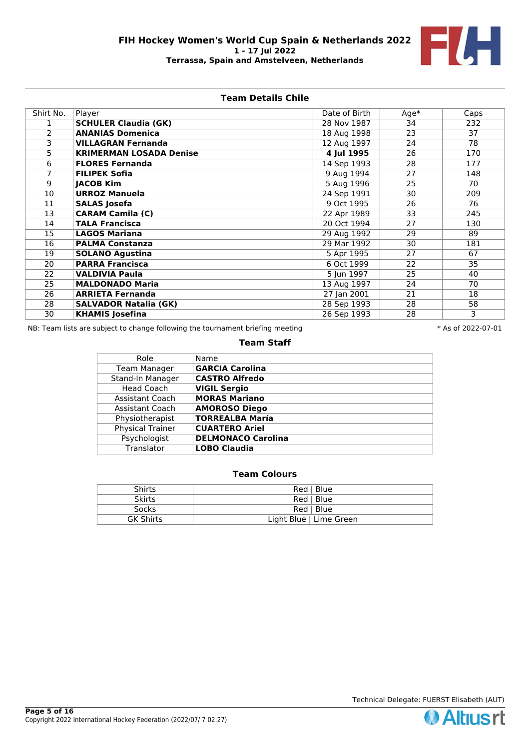**FIH Hockey Women's World Cup Spain & Netherlands 2022**
**1 - 17 Jul 2022**
**Terrassa, Spain and Amstelveen, Netherlands**

## Team Details Chile

| Shirt No. | Player | Date of Birth | Age* | Caps |
|---|---|---|---|---|
| 1 | **SCHULER Claudia (GK)** | 28 Nov 1987 | 34 | 232 |
| 2 | **ANANIAS Domenica** | 18 Aug 1998 | 23 | 37 |
| 3 | **VILLAGRAN Fernanda** | 12 Aug 1997 | 24 | 78 |
| 5 | **KRIMERMAN LOSADA Denise** | **4 Jul 1995** | 26 | 170 |
| 6 | **FLORES Fernanda** | 14 Sep 1993 | 28 | 177 |
| 7 | **FILIPEK Sofia** | 9 Aug 1994 | 27 | 148 |
| 9 | **JACOB Kim** | 5 Aug 1996 | 25 | 70 |
| 10 | **URROZ Manuela** | 24 Sep 1991 | 30 | 209 |
| 11 | **SALAS Josefa** | 9 Oct 1995 | 26 | 76 |
| 13 | **CARAM Camila (C)** | 22 Apr 1989 | 33 | 245 |
| 14 | **TALA Francisca** | 20 Oct 1994 | 27 | 130 |
| 15 | **LAGOS Mariana** | 29 Aug 1992 | 29 | 89 |
| 16 | **PALMA Constanza** | 29 Mar 1992 | 30 | 181 |
| 19 | **SOLANO Agustina** | 5 Apr 1995 | 27 | 67 |
| 20 | **PARRA Francisca** | 6 Oct 1999 | 22 | 35 |
| 22 | **VALDIVIA Paula** | 5 Jun 1997 | 25 | 40 |
| 25 | **MALDONADO Maria** | 13 Aug 1997 | 24 | 70 |
| 26 | **ARRIETA Fernanda** | 27 Jan 2001 | 21 | 18 |
| 28 | **SALVADOR Natalia (GK)** | 28 Sep 1993 | 28 | 58 |
| 30 | **KHAMIS Josefina** | 26 Sep 1993 | 28 | 3 |

NB: Team lists are subject to change following the tournament briefing meeting

\* As of 2022-07-01

## Team Staff

| Role | Name |
|---|---|
| Team Manager | **GARCIA Carolina** |
| Stand-In Manager | **CASTRO Alfredo** |
| Head Coach | **VIGIL Sergio** |
| Assistant Coach | **MORAS Mariano** |
| Assistant Coach | **AMOROSO Diego** |
| Physiotherapist | **TORREALBA María** |
| Physical Trainer | **CUARTERO Ariel** |
| Psychologist | **DELMONACO Carolina** |
| Translator | **LOBO Claudia** |

## Team Colours

| | |
|---|---|
| Shirts | Red \| Blue |
| Skirts | Red \| Blue |
| Socks | Red \| Blue |
| GK Shirts | Light Blue \| Lime Green |

Technical Delegate: FUERST Elisabeth (AUT)

Copyright 2022 International Hockey Federation (2022/07/ 7 02:27)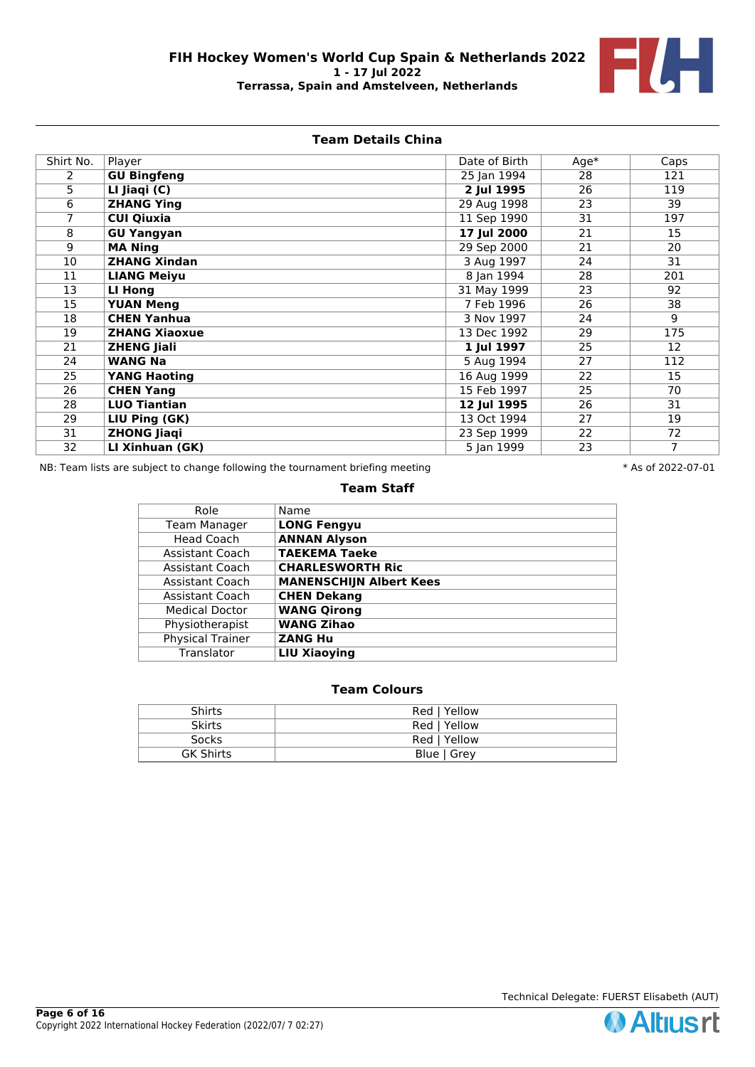# FIH Hockey Women's World Cup Spain & Netherlands 2022

**1 - 17 Jul 2022**

**Terrassa, Spain and Amstelveen, Netherlands**

## Team Details China

| Shirt No. | Player | Date of Birth | Age* | Caps |
|---|---|---|---|---|
| 2 | **GU Bingfeng** | 25 Jan 1994 | 28 | 121 |
| 5 | **LI Jiaqi (C)** | **2 Jul 1995** | 26 | 119 |
| 6 | **ZHANG Ying** | 29 Aug 1998 | 23 | 39 |
| 7 | **CUI Qiuxia** | 11 Sep 1990 | 31 | 197 |
| 8 | **GU Yangyan** | **17 Jul 2000** | 21 | 15 |
| 9 | **MA Ning** | 29 Sep 2000 | 21 | 20 |
| 10 | **ZHANG Xindan** | 3 Aug 1997 | 24 | 31 |
| 11 | **LIANG Meiyu** | 8 Jan 1994 | 28 | 201 |
| 13 | **LI Hong** | 31 May 1999 | 23 | 92 |
| 15 | **YUAN Meng** | 7 Feb 1996 | 26 | 38 |
| 18 | **CHEN Yanhua** | 3 Nov 1997 | 24 | 9 |
| 19 | **ZHANG Xiaoxue** | 13 Dec 1992 | 29 | 175 |
| 21 | **ZHENG Jiali** | **1 Jul 1997** | 25 | 12 |
| 24 | **WANG Na** | 5 Aug 1994 | 27 | 112 |
| 25 | **YANG Haoting** | 16 Aug 1999 | 22 | 15 |
| 26 | **CHEN Yang** | 15 Feb 1997 | 25 | 70 |
| 28 | **LUO Tiantian** | **12 Jul 1995** | 26 | 31 |
| 29 | **LIU Ping (GK)** | 13 Oct 1994 | 27 | 19 |
| 31 | **ZHONG Jiaqi** | 23 Sep 1999 | 22 | 72 |
| 32 | **LI Xinhuan (GK)** | 5 Jan 1999 | 23 | 7 |

NB: Team lists are subject to change following the tournament briefing meeting

* As of 2022-07-01

## Team Staff

| Role | Name |
|---|---|
| Team Manager | **LONG Fengyu** |
| Head Coach | **ANNAN Alyson** |
| Assistant Coach | **TAEKEMA Taeke** |
| Assistant Coach | **CHARLESWORTH Ric** |
| Assistant Coach | **MANENSCHIJN Albert Kees** |
| Assistant Coach | **CHEN Dekang** |
| Medical Doctor | **WANG Qirong** |
| Physiotherapist | **WANG Zihao** |
| Physical Trainer | **ZANG Hu** |
| Translator | **LIU Xiaoying** |

## Team Colours

| | |
|---|---|
| Shirts | Red \| Yellow |
| Skirts | Red \| Yellow |
| Socks | Red \| Yellow |
| GK Shirts | Blue \| Grey |

Technical Delegate: FUERST Elisabeth (AUT)

Copyright 2022 International Hockey Federation (2022/07/ 7 02:27)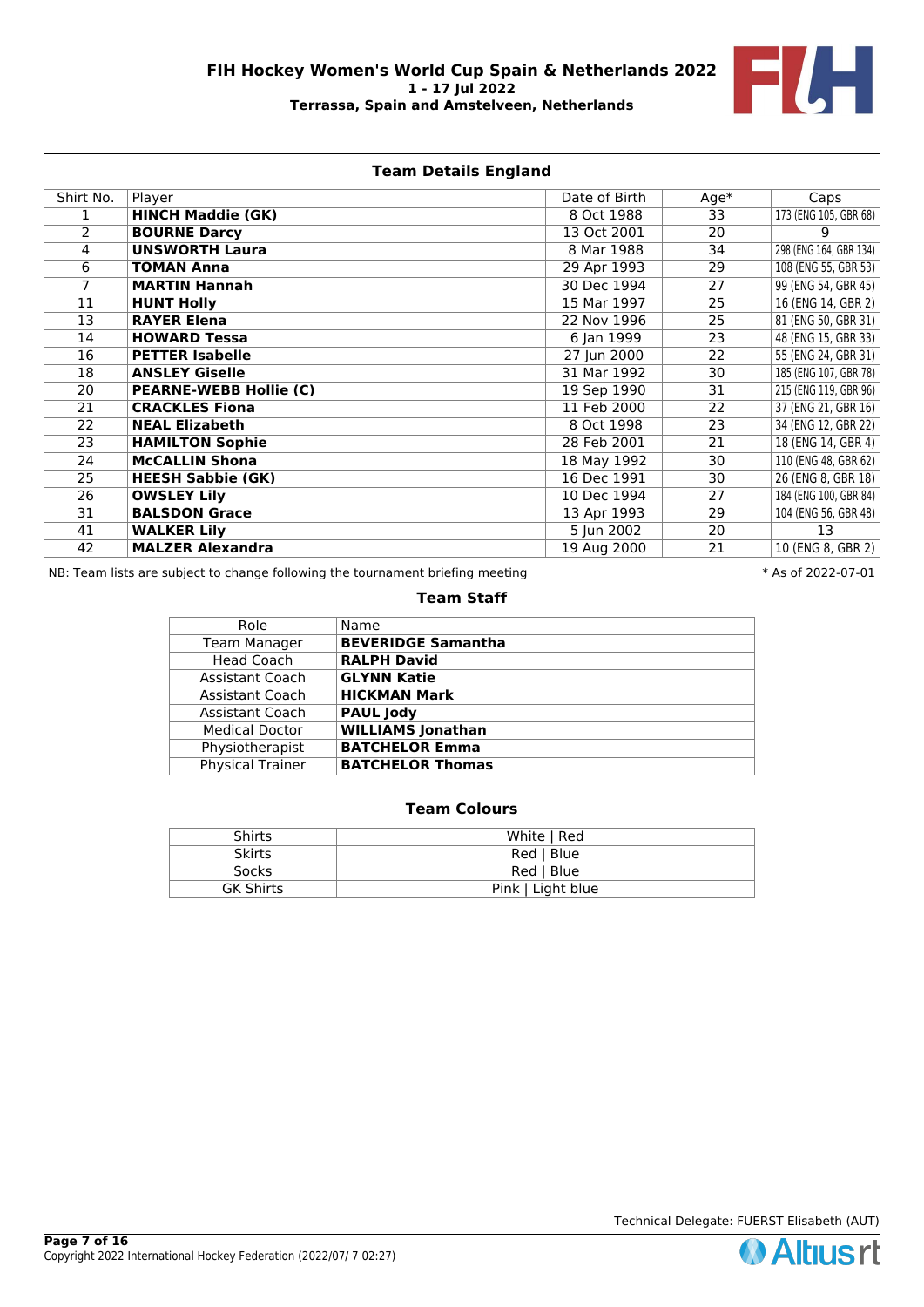# FIH Hockey Women's World Cup Spain & Netherlands 2022

**1 - 17 Jul 2022**

**Terrassa, Spain and Amstelveen, Netherlands**

## Team Details England

| Shirt No. | Player | Date of Birth | Age* | Caps |
|---|---|---|---|---|
| 1 | **HINCH Maddie (GK)** | 8 Oct 1988 | 33 | 173 (ENG 105, GBR 68) |
| 2 | **BOURNE Darcy** | 13 Oct 2001 | 20 | 9 |
| 4 | **UNSWORTH Laura** | 8 Mar 1988 | 34 | 298 (ENG 164, GBR 134) |
| 6 | **TOMAN Anna** | 29 Apr 1993 | 29 | 108 (ENG 55, GBR 53) |
| 7 | **MARTIN Hannah** | 30 Dec 1994 | 27 | 99 (ENG 54, GBR 45) |
| 11 | **HUNT Holly** | 15 Mar 1997 | 25 | 16 (ENG 14, GBR 2) |
| 13 | **RAYER Elena** | 22 Nov 1996 | 25 | 81 (ENG 50, GBR 31) |
| 14 | **HOWARD Tessa** | 6 Jan 1999 | 23 | 48 (ENG 15, GBR 33) |
| 16 | **PETTER Isabelle** | 27 Jun 2000 | 22 | 55 (ENG 24, GBR 31) |
| 18 | **ANSLEY Giselle** | 31 Mar 1992 | 30 | 185 (ENG 107, GBR 78) |
| 20 | **PEARNE-WEBB Hollie (C)** | 19 Sep 1990 | 31 | 215 (ENG 119, GBR 96) |
| 21 | **CRACKLES Fiona** | 11 Feb 2000 | 22 | 37 (ENG 21, GBR 16) |
| 22 | **NEAL Elizabeth** | 8 Oct 1998 | 23 | 34 (ENG 12, GBR 22) |
| 23 | **HAMILTON Sophie** | 28 Feb 2001 | 21 | 18 (ENG 14, GBR 4) |
| 24 | **McCALLIN Shona** | 18 May 1992 | 30 | 110 (ENG 48, GBR 62) |
| 25 | **HEESH Sabbie (GK)** | 16 Dec 1991 | 30 | 26 (ENG 8, GBR 18) |
| 26 | **OWSLEY Lily** | 10 Dec 1994 | 27 | 184 (ENG 100, GBR 84) |
| 31 | **BALSDON Grace** | 13 Apr 1993 | 29 | 104 (ENG 56, GBR 48) |
| 41 | **WALKER Lily** | 5 Jun 2002 | 20 | 13 |
| 42 | **MALZER Alexandra** | 19 Aug 2000 | 21 | 10 (ENG 8, GBR 2) |

NB: Team lists are subject to change following the tournament briefing meeting

* As of 2022-07-01

## Team Staff

| Role | Name |
|---|---|
| Team Manager | **BEVERIDGE Samantha** |
| Head Coach | **RALPH David** |
| Assistant Coach | **GLYNN Katie** |
| Assistant Coach | **HICKMAN Mark** |
| Assistant Coach | **PAUL Jody** |
| Medical Doctor | **WILLIAMS Jonathan** |
| Physiotherapist | **BATCHELOR Emma** |
| Physical Trainer | **BATCHELOR Thomas** |

## Team Colours

| | |
|---|---|
| Shirts | White \| Red |
| Skirts | Red \| Blue |
| Socks | Red \| Blue |
| GK Shirts | Pink \| Light blue |

Technical Delegate: FUERST Elisabeth (AUT)

Copyright 2022 International Hockey Federation (2022/07/ 7 02:27)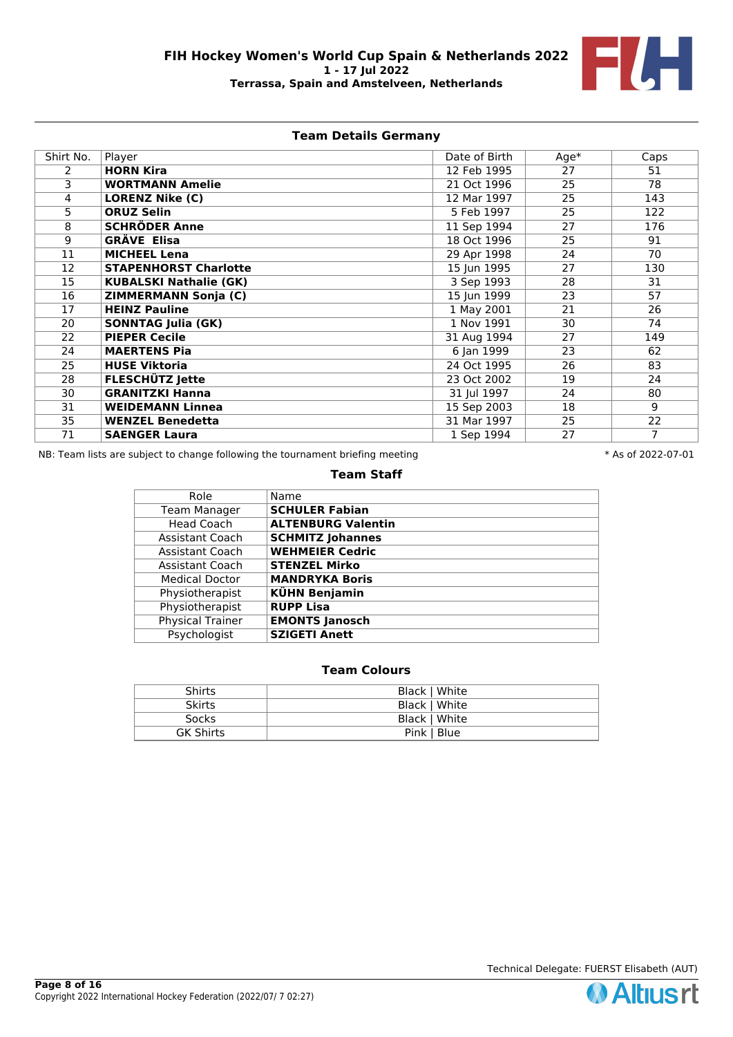# FIH Hockey Women's World Cup Spain & Netherlands 2022

**1 - 17 Jul 2022**

**Terrassa, Spain and Amstelveen, Netherlands**

## Team Details Germany

| Shirt No. | Player | Date of Birth | Age* | Caps |
|---|---|---|---|---|
| 2 | **HORN Kira** | 12 Feb 1995 | 27 | 51 |
| 3 | **WORTMANN Amelie** | 21 Oct 1996 | 25 | 78 |
| 4 | **LORENZ Nike (C)** | 12 Mar 1997 | 25 | 143 |
| 5 | **ORUZ Selin** | 5 Feb 1997 | 25 | 122 |
| 8 | **SCHRÖDER Anne** | 11 Sep 1994 | 27 | 176 |
| 9 | **GRÄVE Elisa** | 18 Oct 1996 | 25 | 91 |
| 11 | **MICHEEL Lena** | 29 Apr 1998 | 24 | 70 |
| 12 | **STAPENHORST Charlotte** | 15 Jun 1995 | 27 | 130 |
| 15 | **KUBALSKI Nathalie (GK)** | 3 Sep 1993 | 28 | 31 |
| 16 | **ZIMMERMANN Sonja (C)** | 15 Jun 1999 | 23 | 57 |
| 17 | **HEINZ Pauline** | 1 May 2001 | 21 | 26 |
| 20 | **SONNTAG Julia (GK)** | 1 Nov 1991 | 30 | 74 |
| 22 | **PIEPER Cecile** | 31 Aug 1994 | 27 | 149 |
| 24 | **MAERTENS Pia** | 6 Jan 1999 | 23 | 62 |
| 25 | **HUSE Viktoria** | 24 Oct 1995 | 26 | 83 |
| 28 | **FLESCHÜTZ Jette** | 23 Oct 2002 | 19 | 24 |
| 30 | **GRANITZKI Hanna** | 31 Jul 1997 | 24 | 80 |
| 31 | **WEIDEMANN Linnea** | 15 Sep 2003 | 18 | 9 |
| 35 | **WENZEL Benedetta** | 31 Mar 1997 | 25 | 22 |
| 71 | **SAENGER Laura** | 1 Sep 1994 | 27 | 7 |

NB: Team lists are subject to change following the tournament briefing meeting

\* As of 2022-07-01

## Team Staff

| Role | Name |
|---|---|
| Team Manager | **SCHULER Fabian** |
| Head Coach | **ALTENBURG Valentin** |
| Assistant Coach | **SCHMITZ Johannes** |
| Assistant Coach | **WEHMEIER Cedric** |
| Assistant Coach | **STENZEL Mirko** |
| Medical Doctor | **MANDRYKA Boris** |
| Physiotherapist | **KÜHN Benjamin** |
| Physiotherapist | **RUPP Lisa** |
| Physical Trainer | **EMONTS Janosch** |
| Psychologist | **SZIGETI Anett** |

## Team Colours

| | |
|---|---|
| Shirts | Black \| White |
| Skirts | Black \| White |
| Socks | Black \| White |
| GK Shirts | Pink \| Blue |

Technical Delegate: FUERST Elisabeth (AUT)

Copyright 2022 International Hockey Federation (2022/07/ 7 02:27)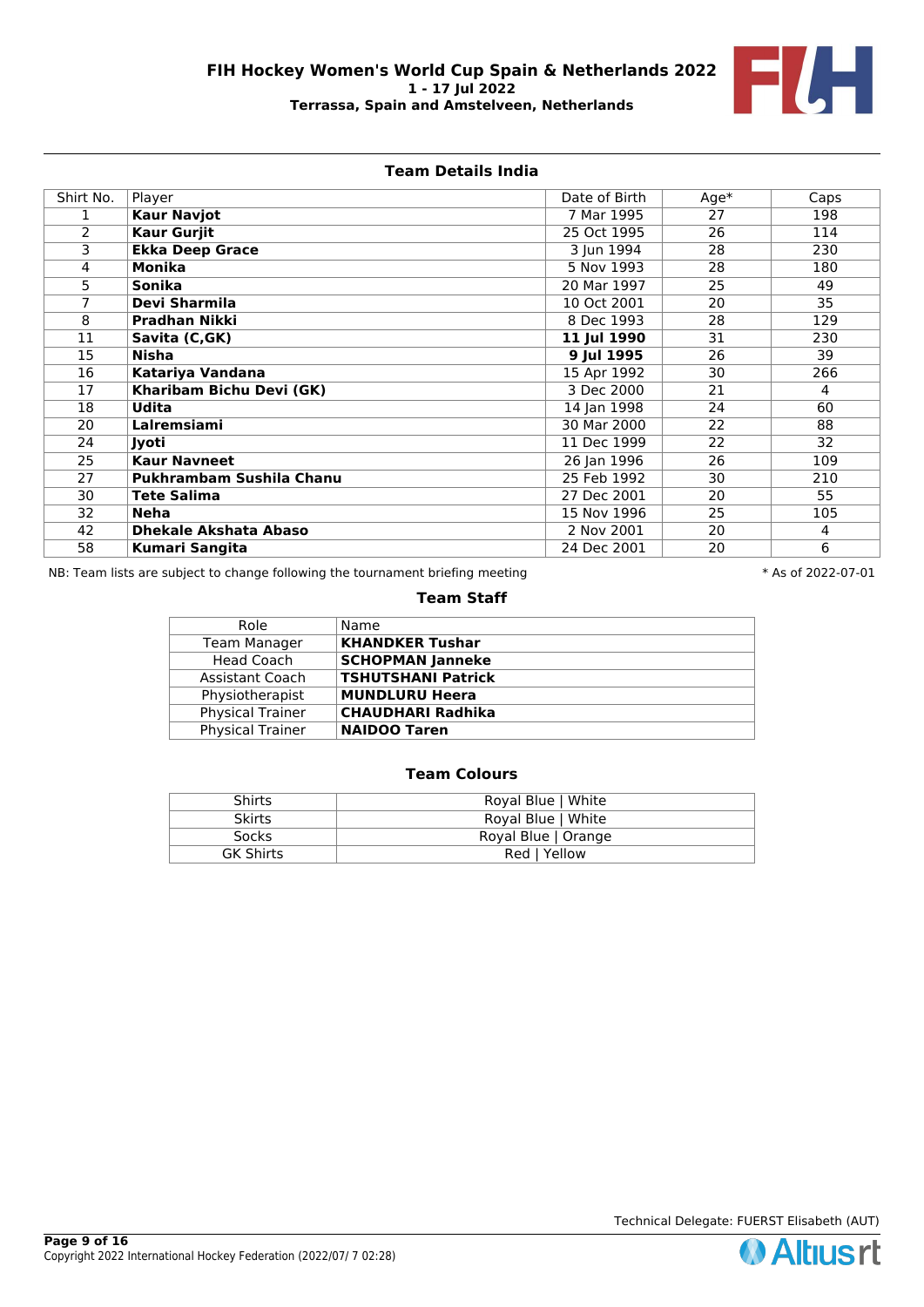**FIH Hockey Women's World Cup Spain & Netherlands 2022**
**1 - 17 Jul 2022**
**Terrassa, Spain and Amstelveen, Netherlands**

## Team Details India

| Shirt No. | Player | Date of Birth | Age* | Caps |
|---|---|---|---|---|
| 1 | **Kaur Navjot** | 7 Mar 1995 | 27 | 198 |
| 2 | **Kaur Gurjit** | 25 Oct 1995 | 26 | 114 |
| 3 | **Ekka Deep Grace** | 3 Jun 1994 | 28 | 230 |
| 4 | **Monika** | 5 Nov 1993 | 28 | 180 |
| 5 | **Sonika** | 20 Mar 1997 | 25 | 49 |
| 7 | **Devi Sharmila** | 10 Oct 2001 | 20 | 35 |
| 8 | **Pradhan Nikki** | 8 Dec 1993 | 28 | 129 |
| 11 | **Savita (C,GK)** | **11 Jul 1990** | 31 | 230 |
| 15 | **Nisha** | **9 Jul 1995** | 26 | 39 |
| 16 | **Katariya Vandana** | 15 Apr 1992 | 30 | 266 |
| 17 | **Kharibam Bichu Devi (GK)** | 3 Dec 2000 | 21 | 4 |
| 18 | **Udita** | 14 Jan 1998 | 24 | 60 |
| 20 | **Lalremsiami** | 30 Mar 2000 | 22 | 88 |
| 24 | **Jyoti** | 11 Dec 1999 | 22 | 32 |
| 25 | **Kaur Navneet** | 26 Jan 1996 | 26 | 109 |
| 27 | **Pukhrambam Sushila Chanu** | 25 Feb 1992 | 30 | 210 |
| 30 | **Tete Salima** | 27 Dec 2001 | 20 | 55 |
| 32 | **Neha** | 15 Nov 1996 | 25 | 105 |
| 42 | **Dhekale Akshata Abaso** | 2 Nov 2001 | 20 | 4 |
| 58 | **Kumari Sangita** | 24 Dec 2001 | 20 | 6 |

NB: Team lists are subject to change following the tournament briefing meeting

* As of 2022-07-01

### Team Staff

| Role | Name |
|---|---|
| Team Manager | **KHANDKER Tushar** |
| Head Coach | **SCHOPMAN Janneke** |
| Assistant Coach | **TSHUTSHANI Patrick** |
| Physiotherapist | **MUNDLURU Heera** |
| Physical Trainer | **CHAUDHARI Radhika** |
| Physical Trainer | **NAIDOO Taren** |

### Team Colours

| | |
|---|---|
| Shirts | Royal Blue \| White |
| Skirts | Royal Blue \| White |
| Socks | Royal Blue \| Orange |
| GK Shirts | Red \| Yellow |

Technical Delegate: FUERST Elisabeth (AUT)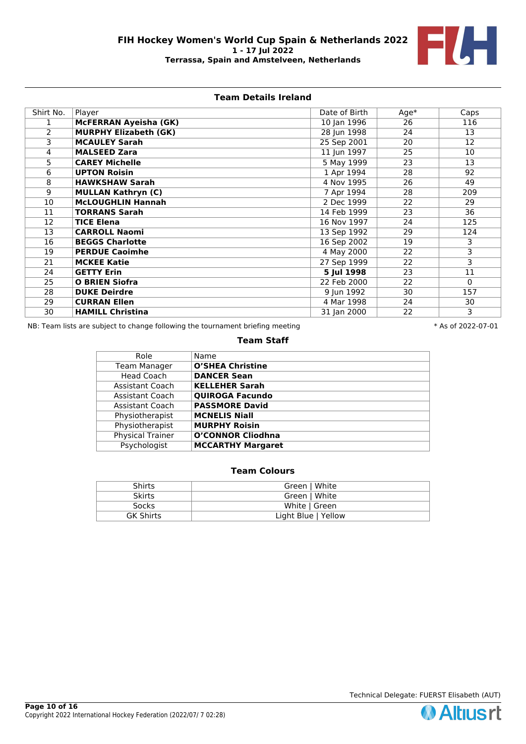**FIH Hockey Women's World Cup Spain & Netherlands 2022**
**1 - 17 Jul 2022**
**Terrassa, Spain and Amstelveen, Netherlands**

## Team Details Ireland

| Shirt No. | Player | Date of Birth | Age* | Caps |
|---|---|---|---|---|
| 1 | **McFERRAN Ayeisha (GK)** | 10 Jan 1996 | 26 | 116 |
| 2 | **MURPHY Elizabeth (GK)** | 28 Jun 1998 | 24 | 13 |
| 3 | **MCAULEY Sarah** | 25 Sep 2001 | 20 | 12 |
| 4 | **MALSEED Zara** | 11 Jun 1997 | 25 | 10 |
| 5 | **CAREY Michelle** | 5 May 1999 | 23 | 13 |
| 6 | **UPTON Roisin** | 1 Apr 1994 | 28 | 92 |
| 8 | **HAWKSHAW Sarah** | 4 Nov 1995 | 26 | 49 |
| 9 | **MULLAN Kathryn (C)** | 7 Apr 1994 | 28 | 209 |
| 10 | **McLOUGHLIN Hannah** | 2 Dec 1999 | 22 | 29 |
| 11 | **TORRANS Sarah** | 14 Feb 1999 | 23 | 36 |
| 12 | **TICE Elena** | 16 Nov 1997 | 24 | 125 |
| 13 | **CARROLL Naomi** | 13 Sep 1992 | 29 | 124 |
| 16 | **BEGGS Charlotte** | 16 Sep 2002 | 19 | 3 |
| 19 | **PERDUE Caoimhe** | 4 May 2000 | 22 | 3 |
| 21 | **MCKEE Katie** | 27 Sep 1999 | 22 | 3 |
| 24 | **GETTY Erin** | **5 Jul 1998** | 23 | 11 |
| 25 | **O BRIEN Siofra** | 22 Feb 2000 | 22 | 0 |
| 28 | **DUKE Deirdre** | 9 Jun 1992 | 30 | 157 |
| 29 | **CURRAN Ellen** | 4 Mar 1998 | 24 | 30 |
| 30 | **HAMILL Christina** | 31 Jan 2000 | 22 | 3 |

NB: Team lists are subject to change following the tournament briefing meeting

* As of 2022-07-01

### Team Staff

| Role | Name |
|---|---|
| Team Manager | **O'SHEA Christine** |
| Head Coach | **DANCER Sean** |
| Assistant Coach | **KELLEHER Sarah** |
| Assistant Coach | **QUIROGA Facundo** |
| Assistant Coach | **PASSMORE David** |
| Physiotherapist | **MCNELIS Niall** |
| Physiotherapist | **MURPHY Roisin** |
| Physical Trainer | **O'CONNOR Cliodhna** |
| Psychologist | **MCCARTHY Margaret** |

### Team Colours

| | |
|---|---|
| Shirts | Green \| White |
| Skirts | Green \| White |
| Socks | White \| Green |
| GK Shirts | Light Blue \| Yellow |

Technical Delegate: FUERST Elisabeth (AUT)

Copyright 2022 International Hockey Federation (2022/07/ 7 02:28)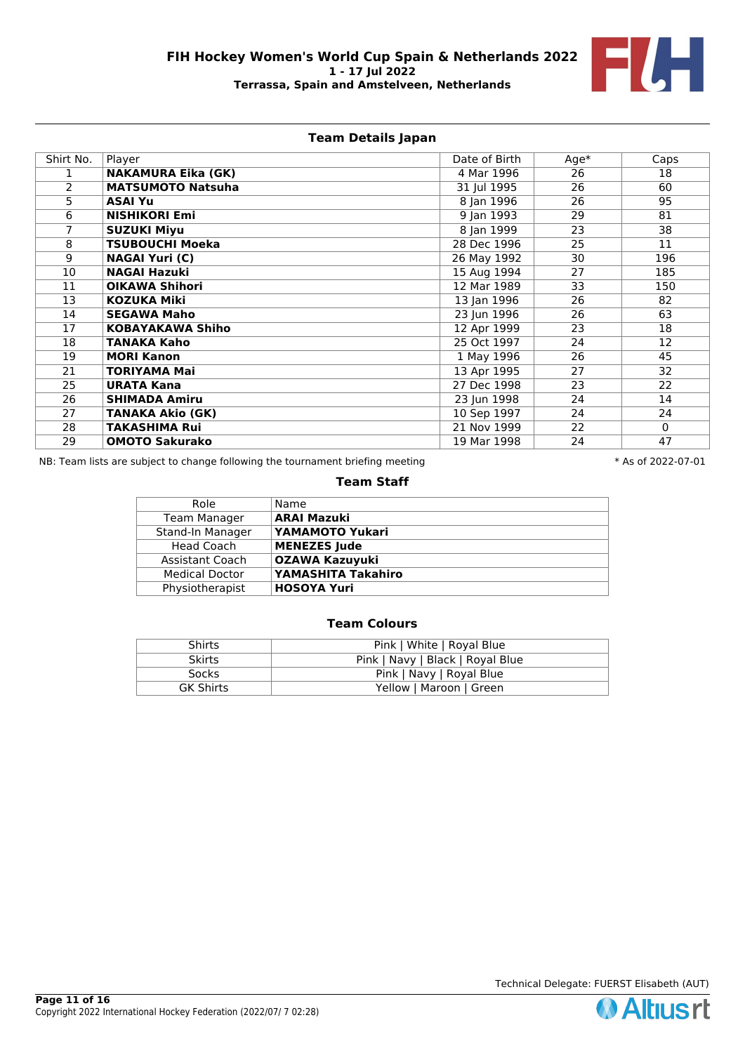**FIH Hockey Women's World Cup Spain & Netherlands 2022**
**1 - 17 Jul 2022**
**Terrassa, Spain and Amstelveen, Netherlands**

### Team Details Japan

| Shirt No. | Player | Date of Birth | Age* | Caps |
|---|---|---|---|---|
| 1 | **NAKAMURA Eika (GK)** | 4 Mar 1996 | 26 | 18 |
| 2 | **MATSUMOTO Natsuha** | 31 Jul 1995 | 26 | 60 |
| 5 | **ASAI Yu** | 8 Jan 1996 | 26 | 95 |
| 6 | **NISHIKORI Emi** | 9 Jan 1993 | 29 | 81 |
| 7 | **SUZUKI Miyu** | 8 Jan 1999 | 23 | 38 |
| 8 | **TSUBOUCHI Moeka** | 28 Dec 1996 | 25 | 11 |
| 9 | **NAGAI Yuri (C)** | 26 May 1992 | 30 | 196 |
| 10 | **NAGAI Hazuki** | 15 Aug 1994 | 27 | 185 |
| 11 | **OIKAWA Shihori** | 12 Mar 1989 | 33 | 150 |
| 13 | **KOZUKA Miki** | 13 Jan 1996 | 26 | 82 |
| 14 | **SEGAWA Maho** | 23 Jun 1996 | 26 | 63 |
| 17 | **KOBAYAKAWA Shiho** | 12 Apr 1999 | 23 | 18 |
| 18 | **TANAKA Kaho** | 25 Oct 1997 | 24 | 12 |
| 19 | **MORI Kanon** | 1 May 1996 | 26 | 45 |
| 21 | **TORIYAMA Mai** | 13 Apr 1995 | 27 | 32 |
| 25 | **URATA Kana** | 27 Dec 1998 | 23 | 22 |
| 26 | **SHIMADA Amiru** | 23 Jun 1998 | 24 | 14 |
| 27 | **TANAKA Akio (GK)** | 10 Sep 1997 | 24 | 24 |
| 28 | **TAKASHIMA Rui** | 21 Nov 1999 | 22 | 0 |
| 29 | **OMOTO Sakurako** | 19 Mar 1998 | 24 | 47 |

NB: Team lists are subject to change following the tournament briefing meeting

* As of 2022-07-01

### Team Staff

| Role | Name |
|---|---|
| Team Manager | **ARAI Mazuki** |
| Stand-In Manager | **YAMAMOTO Yukari** |
| Head Coach | **MENEZES Jude** |
| Assistant Coach | **OZAWA Kazuyuki** |
| Medical Doctor | **YAMASHITA Takahiro** |
| Physiotherapist | **HOSOYA Yuri** |

### Team Colours

| | |
|---|---|
| Shirts | Pink \| White \| Royal Blue |
| Skirts | Pink \| Navy \| Black \| Royal Blue |
| Socks | Pink \| Navy \| Royal Blue |
| GK Shirts | Yellow \| Maroon \| Green |

Technical Delegate: FUERST Elisabeth (AUT)

Copyright 2022 International Hockey Federation (2022/07/ 7 02:28)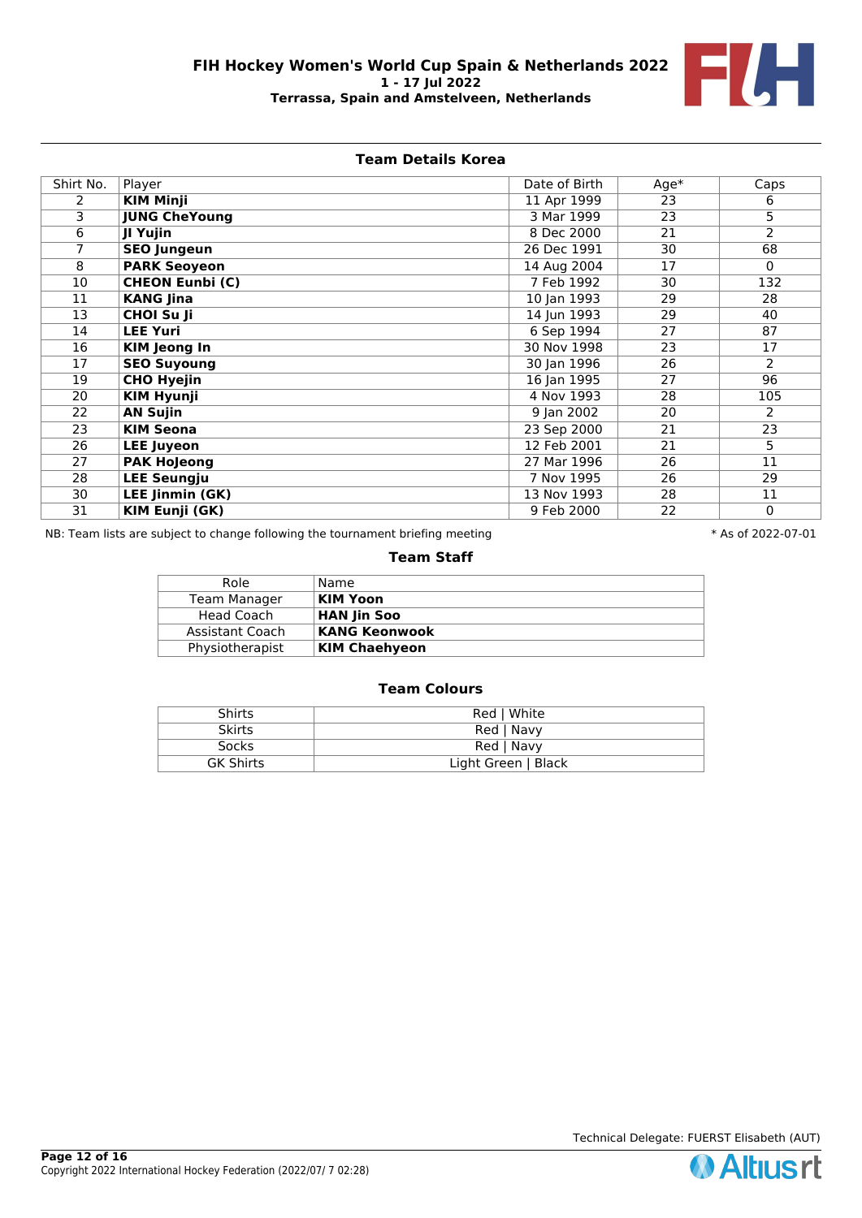# FIH Hockey Women's World Cup Spain & Netherlands 2022

**1 - 17 Jul 2022**

**Terrassa, Spain and Amstelveen, Netherlands**

## Team Details Korea

| Shirt No. | Player | Date of Birth | Age* | Caps |
|---|---|---|---|---|
| 2 | **KIM Minji** | 11 Apr 1999 | 23 | 6 |
| 3 | **JUNG CheYoung** | 3 Mar 1999 | 23 | 5 |
| 6 | **JI Yujin** | 8 Dec 2000 | 21 | 2 |
| 7 | **SEO Jungeun** | 26 Dec 1991 | 30 | 68 |
| 8 | **PARK Seoyeon** | 14 Aug 2004 | 17 | 0 |
| 10 | **CHEON Eunbi (C)** | 7 Feb 1992 | 30 | 132 |
| 11 | **KANG Jina** | 10 Jan 1993 | 29 | 28 |
| 13 | **CHOI Su Ji** | 14 Jun 1993 | 29 | 40 |
| 14 | **LEE Yuri** | 6 Sep 1994 | 27 | 87 |
| 16 | **KIM Jeong In** | 30 Nov 1998 | 23 | 17 |
| 17 | **SEO Suyoung** | 30 Jan 1996 | 26 | 2 |
| 19 | **CHO Hyejin** | 16 Jan 1995 | 27 | 96 |
| 20 | **KIM Hyunji** | 4 Nov 1993 | 28 | 105 |
| 22 | **AN Sujin** | 9 Jan 2002 | 20 | 2 |
| 23 | **KIM Seona** | 23 Sep 2000 | 21 | 23 |
| 26 | **LEE Juyeon** | 12 Feb 2001 | 21 | 5 |
| 27 | **PAK HoJeong** | 27 Mar 1996 | 26 | 11 |
| 28 | **LEE Seungju** | 7 Nov 1995 | 26 | 29 |
| 30 | **LEE Jinmin (GK)** | 13 Nov 1993 | 28 | 11 |
| 31 | **KIM Eunji (GK)** | 9 Feb 2000 | 22 | 0 |

NB: Team lists are subject to change following the tournament briefing meeting

* As of 2022-07-01

## Team Staff

| Role | Name |
|---|---|
| Team Manager | **KIM Yoon** |
| Head Coach | **HAN Jin Soo** |
| Assistant Coach | **KANG Keonwook** |
| Physiotherapist | **KIM Chaehyeon** |

## Team Colours

| | |
|---|---|
| Shirts | Red \| White |
| Skirts | Red \| Navy |
| Socks | Red \| Navy |
| GK Shirts | Light Green \| Black |

Technical Delegate: FUERST Elisabeth (AUT)

Copyright 2022 International Hockey Federation (2022/07/ 7 02:28)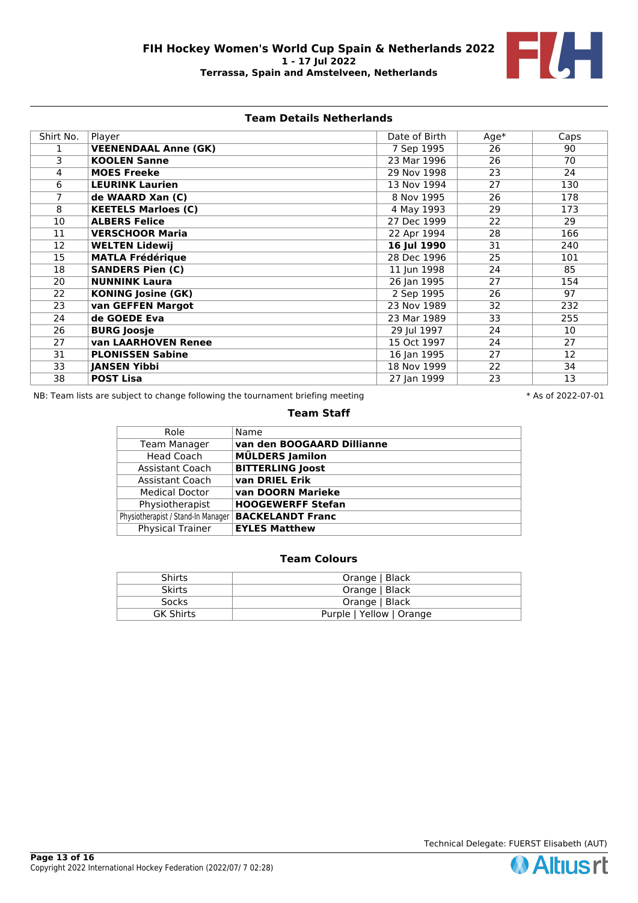**FIH Hockey Women's World Cup Spain & Netherlands 2022**
**1 - 17 Jul 2022**
**Terrassa, Spain and Amstelveen, Netherlands**

## Team Details Netherlands

| Shirt No. | Player | Date of Birth | Age* | Caps |
|---|---|---|---|---|
| 1 | **VEENENDAAL Anne (GK)** | 7 Sep 1995 | 26 | 90 |
| 3 | **KOOLEN Sanne** | 23 Mar 1996 | 26 | 70 |
| 4 | **MOES Freeke** | 29 Nov 1998 | 23 | 24 |
| 6 | **LEURINK Laurien** | 13 Nov 1994 | 27 | 130 |
| 7 | **de WAARD Xan (C)** | 8 Nov 1995 | 26 | 178 |
| 8 | **KEETELS Marloes (C)** | 4 May 1993 | 29 | 173 |
| 10 | **ALBERS Felice** | 27 Dec 1999 | 22 | 29 |
| 11 | **VERSCHOOR Maria** | 22 Apr 1994 | 28 | 166 |
| 12 | **WELTEN Lidewij** | **16 Jul 1990** | 31 | 240 |
| 15 | **MATLA Frédérique** | 28 Dec 1996 | 25 | 101 |
| 18 | **SANDERS Pien (C)** | 11 Jun 1998 | 24 | 85 |
| 20 | **NUNNINK Laura** | 26 Jan 1995 | 27 | 154 |
| 22 | **KONING Josine (GK)** | 2 Sep 1995 | 26 | 97 |
| 23 | **van GEFFEN Margot** | 23 Nov 1989 | 32 | 232 |
| 24 | **de GOEDE Eva** | 23 Mar 1989 | 33 | 255 |
| 26 | **BURG Joosje** | 29 Jul 1997 | 24 | 10 |
| 27 | **van LAARHOVEN Renee** | 15 Oct 1997 | 24 | 27 |
| 31 | **PLONISSEN Sabine** | 16 Jan 1995 | 27 | 12 |
| 33 | **JANSEN Yibbi** | 18 Nov 1999 | 22 | 34 |
| 38 | **POST Lisa** | 27 Jan 1999 | 23 | 13 |

NB: Team lists are subject to change following the tournament briefing meeting

\* As of 2022-07-01

### Team Staff

| Role | Name |
|---|---|
| Team Manager | **van den BOOGAARD Dillianne** |
| Head Coach | **MÜLDERS Jamilon** |
| Assistant Coach | **BITTERLING Joost** |
| Assistant Coach | **van DRIEL Erik** |
| Medical Doctor | **van DOORN Marieke** |
| Physiotherapist | **HOOGEWERFF Stefan** |
| Physiotherapist / Stand-In Manager | **BACKELANDT Franc** |
| Physical Trainer | **EYLES Matthew** |

### Team Colours

| | |
|---|---|
| Shirts | Orange \| Black |
| Skirts | Orange \| Black |
| Socks | Orange \| Black |
| GK Shirts | Purple \| Yellow \| Orange |

Technical Delegate: FUERST Elisabeth (AUT)

Copyright 2022 International Hockey Federation (2022/07/ 7 02:28)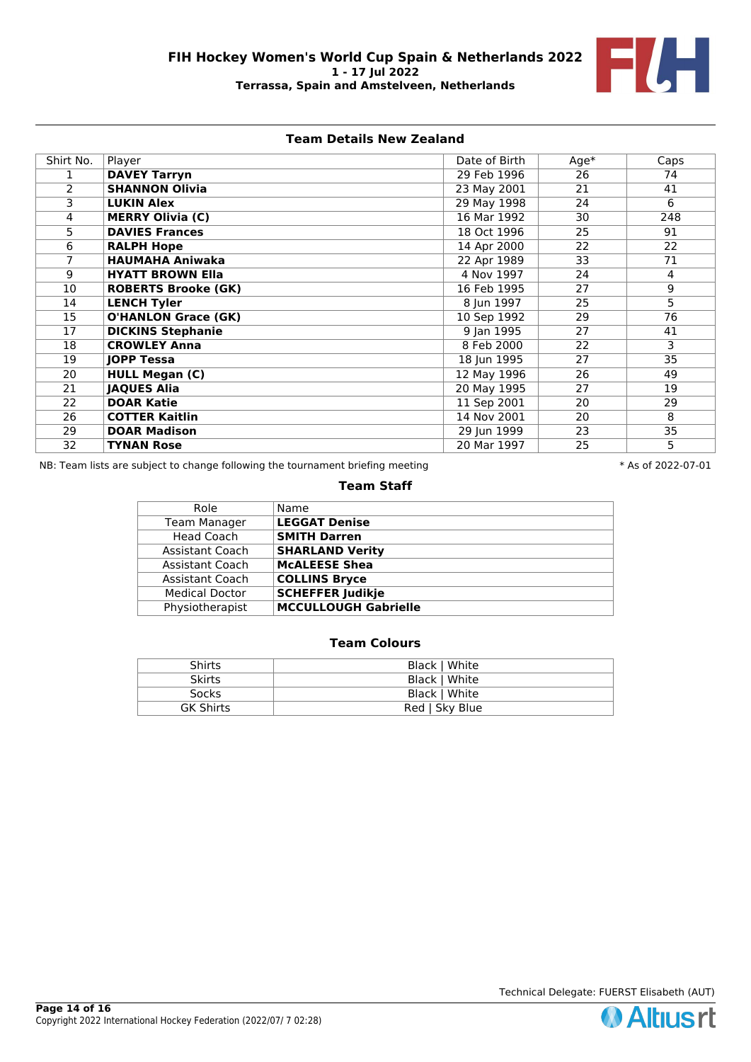# FIH Hockey Women's World Cup Spain & Netherlands 2022

**1 - 17 Jul 2022**

**Terrassa, Spain and Amstelveen, Netherlands**

## Team Details New Zealand

| Shirt No. | Player | Date of Birth | Age* | Caps |
|---|---|---|---|---|
| 1 | **DAVEY Tarryn** | 29 Feb 1996 | 26 | 74 |
| 2 | **SHANNON Olivia** | 23 May 2001 | 21 | 41 |
| 3 | **LUKIN Alex** | 29 May 1998 | 24 | 6 |
| 4 | **MERRY Olivia (C)** | 16 Mar 1992 | 30 | 248 |
| 5 | **DAVIES Frances** | 18 Oct 1996 | 25 | 91 |
| 6 | **RALPH Hope** | 14 Apr 2000 | 22 | 22 |
| 7 | **HAUMAHA Aniwaka** | 22 Apr 1989 | 33 | 71 |
| 9 | **HYATT BROWN Ella** | 4 Nov 1997 | 24 | 4 |
| 10 | **ROBERTS Brooke (GK)** | 16 Feb 1995 | 27 | 9 |
| 14 | **LENCH Tyler** | 8 Jun 1997 | 25 | 5 |
| 15 | **O'HANLON Grace (GK)** | 10 Sep 1992 | 29 | 76 |
| 17 | **DICKINS Stephanie** | 9 Jan 1995 | 27 | 41 |
| 18 | **CROWLEY Anna** | 8 Feb 2000 | 22 | 3 |
| 19 | **JOPP Tessa** | 18 Jun 1995 | 27 | 35 |
| 20 | **HULL Megan (C)** | 12 May 1996 | 26 | 49 |
| 21 | **JAQUES Alia** | 20 May 1995 | 27 | 19 |
| 22 | **DOAR Katie** | 11 Sep 2001 | 20 | 29 |
| 26 | **COTTER Kaitlin** | 14 Nov 2001 | 20 | 8 |
| 29 | **DOAR Madison** | 29 Jun 1999 | 23 | 35 |
| 32 | **TYNAN Rose** | 20 Mar 1997 | 25 | 5 |

NB: Team lists are subject to change following the tournament briefing meeting

\* As of 2022-07-01

## Team Staff

| Role | Name |
|---|---|
| Team Manager | **LEGGAT Denise** |
| Head Coach | **SMITH Darren** |
| Assistant Coach | **SHARLAND Verity** |
| Assistant Coach | **McALEESE Shea** |
| Assistant Coach | **COLLINS Bryce** |
| Medical Doctor | **SCHEFFER Judikje** |
| Physiotherapist | **MCCULLOUGH Gabrielle** |

## Team Colours

| | |
|---|---|
| Shirts | Black \| White |
| Skirts | Black \| White |
| Socks | Black \| White |
| GK Shirts | Red \| Sky Blue |

Technical Delegate: FUERST Elisabeth (AUT)

Copyright 2022 International Hockey Federation (2022/07/ 7 02:28)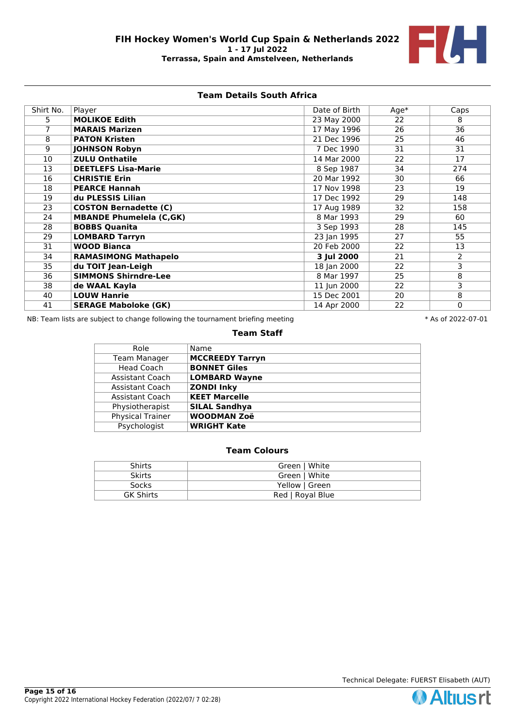# FIH Hockey Women's World Cup Spain & Netherlands 2022

**1 - 17 Jul 2022**

**Terrassa, Spain and Amstelveen, Netherlands**

## Team Details South Africa

| Shirt No. | Player | Date of Birth | Age* | Caps |
|---|---|---|---|---|
| 5 | **MOLIKOE Edith** | 23 May 2000 | 22 | 8 |
| 7 | **MARAIS Marizen** | 17 May 1996 | 26 | 36 |
| 8 | **PATON Kristen** | 21 Dec 1996 | 25 | 46 |
| 9 | **JOHNSON Robyn** | 7 Dec 1990 | 31 | 31 |
| 10 | **ZULU Onthatile** | 14 Mar 2000 | 22 | 17 |
| 13 | **DEETLEFS Lisa-Marie** | 8 Sep 1987 | 34 | 274 |
| 16 | **CHRISTIE Erin** | 20 Mar 1992 | 30 | 66 |
| 18 | **PEARCE Hannah** | 17 Nov 1998 | 23 | 19 |
| 19 | **du PLESSIS Lilian** | 17 Dec 1992 | 29 | 148 |
| 23 | **COSTON Bernadette (C)** | 17 Aug 1989 | 32 | 158 |
| 24 | **MBANDE Phumelela (C,GK)** | 8 Mar 1993 | 29 | 60 |
| 28 | **BOBBS Quanita** | 3 Sep 1993 | 28 | 145 |
| 29 | **LOMBARD Tarryn** | 23 Jan 1995 | 27 | 55 |
| 31 | **WOOD Bianca** | 20 Feb 2000 | 22 | 13 |
| 34 | **RAMASIMONG Mathapelo** | **3 Jul 2000** | 21 | 2 |
| 35 | **du TOIT Jean-Leigh** | 18 Jan 2000 | 22 | 3 |
| 36 | **SIMMONS Shirndre-Lee** | 8 Mar 1997 | 25 | 8 |
| 38 | **de WAAL Kayla** | 11 Jun 2000 | 22 | 3 |
| 40 | **LOUW Hanrie** | 15 Dec 2001 | 20 | 8 |
| 41 | **SERAGE Maboloke (GK)** | 14 Apr 2000 | 22 | 0 |

NB: Team lists are subject to change following the tournament briefing meeting

\* As of 2022-07-01

## Team Staff

| Role | Name |
|---|---|
| Team Manager | **MCCREEDY Tarryn** |
| Head Coach | **BONNET Giles** |
| Assistant Coach | **LOMBARD Wayne** |
| Assistant Coach | **ZONDI Inky** |
| Assistant Coach | **KEET Marcelle** |
| Physiotherapist | **SILAL Sandhya** |
| Physical Trainer | **WOODMAN Zoë** |
| Psychologist | **WRIGHT Kate** |

## Team Colours

| | |
|---|---|
| Shirts | Green \| White |
| Skirts | Green \| White |
| Socks | Yellow \| Green |
| GK Shirts | Red \| Royal Blue |

Technical Delegate: FUERST Elisabeth (AUT)

Copyright 2022 International Hockey Federation (2022/07/ 7 02:28)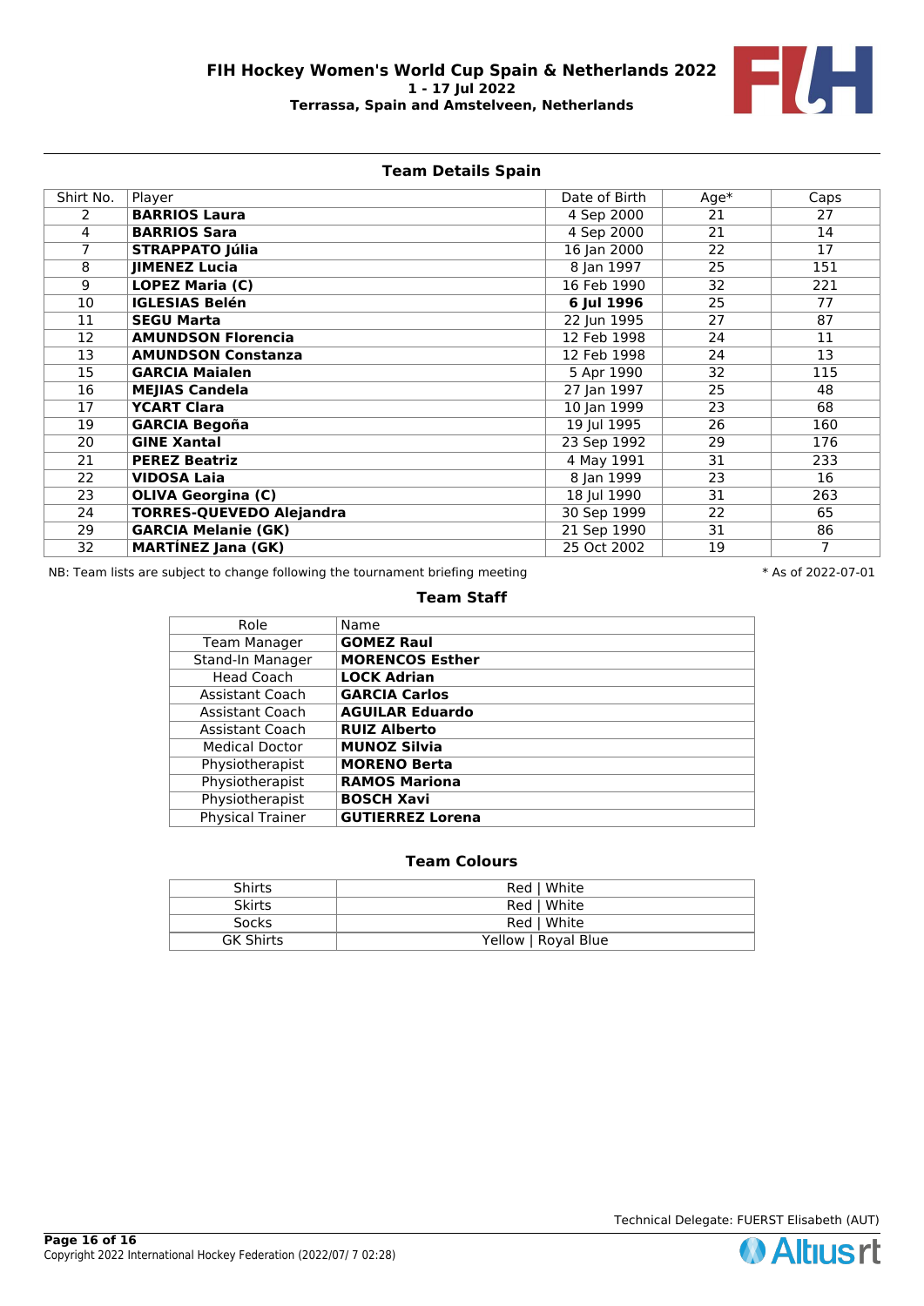**FIH Hockey Women's World Cup Spain & Netherlands 2022**
**1 - 17 Jul 2022**
**Terrassa, Spain and Amstelveen, Netherlands**

## Team Details Spain

| Shirt No. | Player | Date of Birth | Age* | Caps |
|---|---|---|---|---|
| 2 | **BARRIOS Laura** | 4 Sep 2000 | 21 | 27 |
| 4 | **BARRIOS Sara** | 4 Sep 2000 | 21 | 14 |
| 7 | **STRAPPATO Júlia** | 16 Jan 2000 | 22 | 17 |
| 8 | **JIMENEZ Lucia** | 8 Jan 1997 | 25 | 151 |
| 9 | **LOPEZ Maria (C)** | 16 Feb 1990 | 32 | 221 |
| 10 | **IGLESIAS Belén** | **6 Jul 1996** | 25 | 77 |
| 11 | **SEGU Marta** | 22 Jun 1995 | 27 | 87 |
| 12 | **AMUNDSON Florencia** | 12 Feb 1998 | 24 | 11 |
| 13 | **AMUNDSON Constanza** | 12 Feb 1998 | 24 | 13 |
| 15 | **GARCIA Maialen** | 5 Apr 1990 | 32 | 115 |
| 16 | **MEJIAS Candela** | 27 Jan 1997 | 25 | 48 |
| 17 | **YCART Clara** | 10 Jan 1999 | 23 | 68 |
| 19 | **GARCIA Begoña** | 19 Jul 1995 | 26 | 160 |
| 20 | **GINE Xantal** | 23 Sep 1992 | 29 | 176 |
| 21 | **PEREZ Beatriz** | 4 May 1991 | 31 | 233 |
| 22 | **VIDOSA Laia** | 8 Jan 1999 | 23 | 16 |
| 23 | **OLIVA Georgina (C)** | 18 Jul 1990 | 31 | 263 |
| 24 | **TORRES-QUEVEDO Alejandra** | 30 Sep 1999 | 22 | 65 |
| 29 | **GARCIA Melanie (GK)** | 21 Sep 1990 | 31 | 86 |
| 32 | **MARTÍNEZ Jana (GK)** | 25 Oct 2002 | 19 | 7 |

NB: Team lists are subject to change following the tournament briefing meeting

\* As of 2022-07-01

### Team Staff

| Role | Name |
|---|---|
| Team Manager | **GOMEZ Raul** |
| Stand-In Manager | **MORENCOS Esther** |
| Head Coach | **LOCK Adrian** |
| Assistant Coach | **GARCIA Carlos** |
| Assistant Coach | **AGUILAR Eduardo** |
| Assistant Coach | **RUIZ Alberto** |
| Medical Doctor | **MUNOZ Silvia** |
| Physiotherapist | **MORENO Berta** |
| Physiotherapist | **RAMOS Mariona** |
| Physiotherapist | **BOSCH Xavi** |
| Physical Trainer | **GUTIERREZ Lorena** |

### Team Colours

| | |
|---|---|
| Shirts | Red \| White |
| Skirts | Red \| White |
| Socks | Red \| White |
| GK Shirts | Yellow \| Royal Blue |

Technical Delegate: FUERST Elisabeth (AUT)

Copyright 2022 International Hockey Federation (2022/07/ 7 02:28)